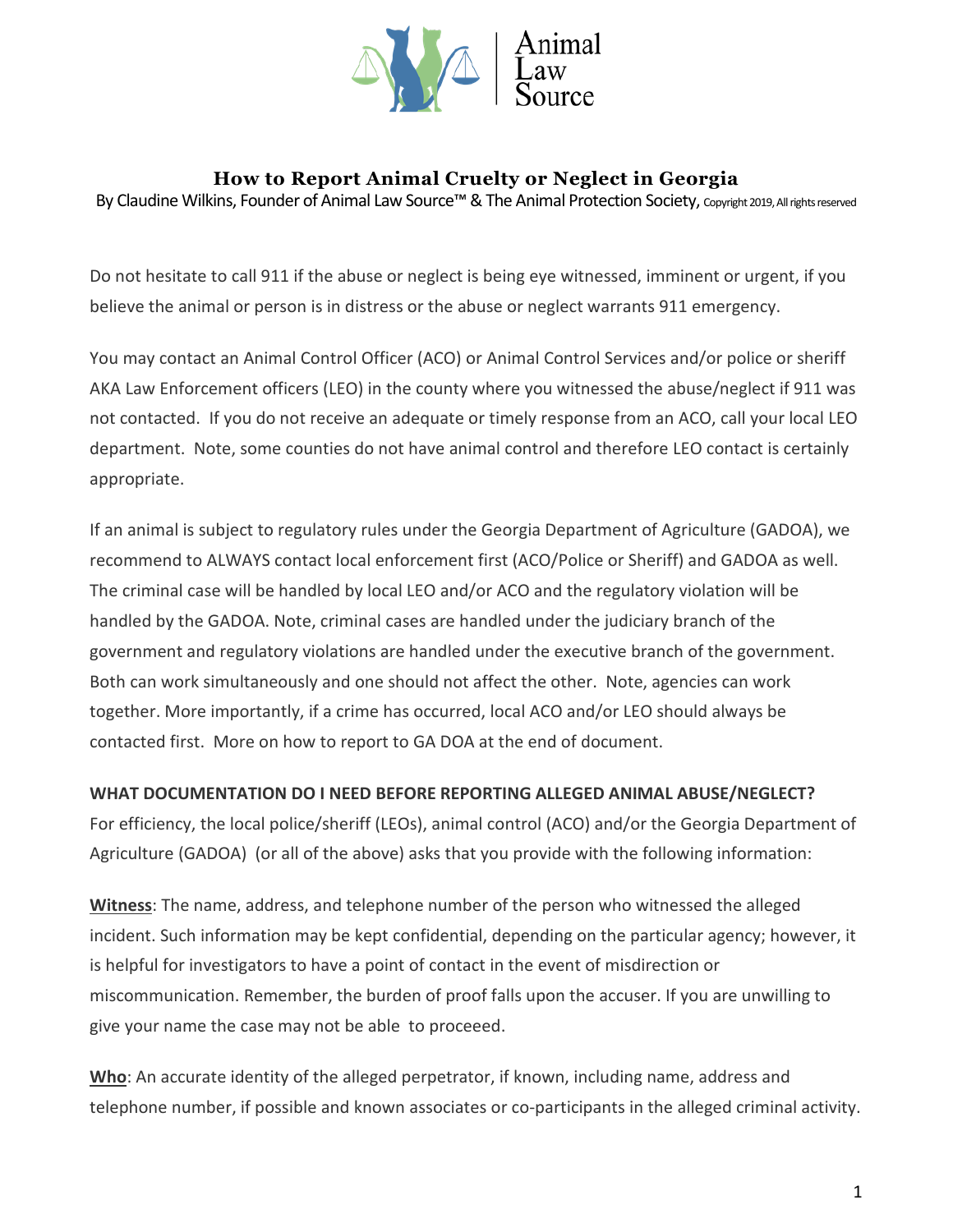# How to Report Animal Cruelty or Neglect in Georgia

By Claudine Wilkins, Founder of Animal Law Source™ & The Animal Protection Society, Copyright 2019, All rights reserved

Do not hesitate to call 911 if the abuse or neglect is being eye witnessed, imminent or urgent, if you believe the animal or person is in distress or the abuse or neglect warrants 911 emergency.

You may contact an Animal Control Officer (ACO) or Animal Control Services and/or police or sheriff AKA Law Enforcement officers (LEO) in the county where you witnessed the abuse/neglect if 911 was not contacted. If you do not receive an adequate or timely response from an ACO, call your local LEO department. Note, some counties do not have animal control and therefore LEO contact is certainly appropriate.

If an animal is subject to regulatory rules under the Georgia Department of Agriculture (GADOA), we recommend to ALWAYS contact local enforcement first (ACO/Police or Sheriff) and GADOA as well. The criminal case will be handled by local LEO and/or ACO and the regulatory violation will be handled by the GADOA. Note, criminal cases are handled under the judiciary branch of the government and regulatory violations are handled under the executive branch of the government. Both can work simultaneously and one should not affect the other. Note, agencies can work together. More importantly, if a crime has occurred, local ACO and/or LEO should always be contacted first. More on how to report to GA DOA at the end of document.

**WHAT DOCUMENTATION DO I NEED BEFORE REPORTING ALLEGED ANIMAL ABUSE/NEGLECT?**

For efficiency, the local police/sheriff (LEOs), animal control (ACO) and/or the Georgia Department of Agriculture (GADOA) (or all of the above) asks that you provide with the following information:

**Witness**: The name, address, and telephone number of the person who witnessed the alleged incident. Such information may be kept confidential, depending on the particular agency; however, it is helpful for investigators to have a point of contact in the event of misdirection or miscommunication. Remember, the burden of proof falls upon the accuser. If you are unwilling to give your name the case may not be able to proceeed.

**Who**: An accurate identity of the alleged perpetrator, if known, including name, address and telephone number, if possible and known associates or co-participants in the alleged criminal activity.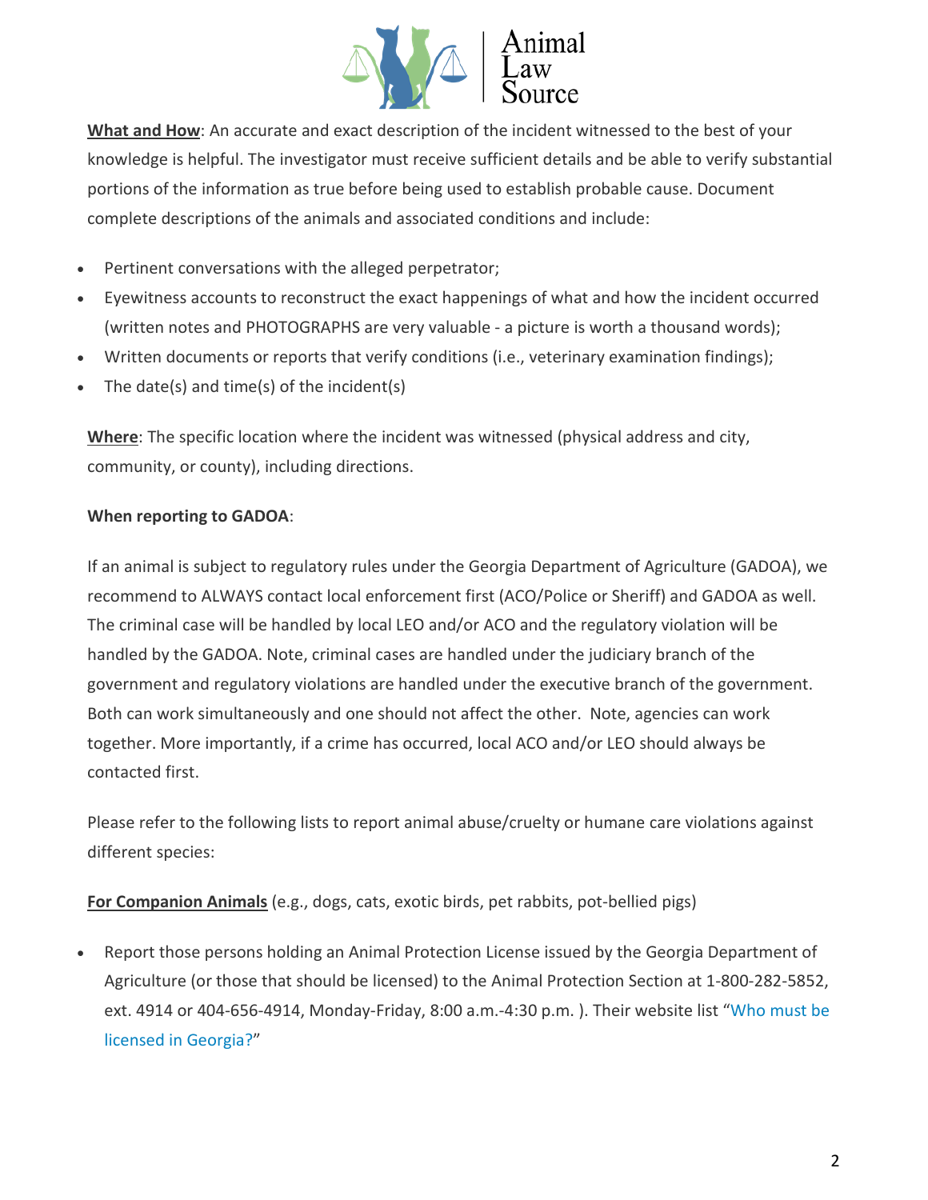**What and How**: An accurate and exact description of the incident witnessed to the best of your knowledge is helpful. The investigator must receive sufficient details and be able to verify substantial portions of the information as true before being used to establish probable cause. Document complete descriptions of the animals and associated conditions and include:

- Pertinent conversations with the alleged perpetrator;
- Eyewitness accounts to reconstruct the exact happenings of what and how the incident occurred (written notes and PHOTOGRAPHS are very valuable - a picture is worth a thousand words);
- Written documents or reports that verify conditions (i.e., veterinary examination findings);
- The date(s) and time(s) of the incident(s)

**Where**: The specific location where the incident was witnessed (physical address and city, community, or county), including directions.

**When reporting to GADOA**:

If an animal is subject to regulatory rules under the Georgia Department of Agriculture (GADOA), we recommend to ALWAYS contact local enforcement first (ACO/Police or Sheriff) and GADOA as well. The criminal case will be handled by local LEO and/or ACO and the regulatory violation will be handled by the GADOA. Note, criminal cases are handled under the judiciary branch of the government and regulatory violations are handled under the executive branch of the government. Both can work simultaneously and one should not affect the other. Note, agencies can work together. More importantly, if a crime has occurred, local ACO and/or LEO should always be contacted first.

Please refer to the following lists to report animal abuse/cruelty or humane care violations against different species:

**For Companion Animals** (e.g., dogs, cats, exotic birds, pet rabbits, pot-bellied pigs)

- Report those persons holding an Animal Protection License issued by the Georgia Department of Agriculture (or those that should be licensed) to the Animal Protection Section at 1-800-282-5852, ext. 4914 or 404-656-4914, Monday-Friday, 8:00 a.m.-4:30 p.m. ). Their website list "Who must be licensed in Georgia?"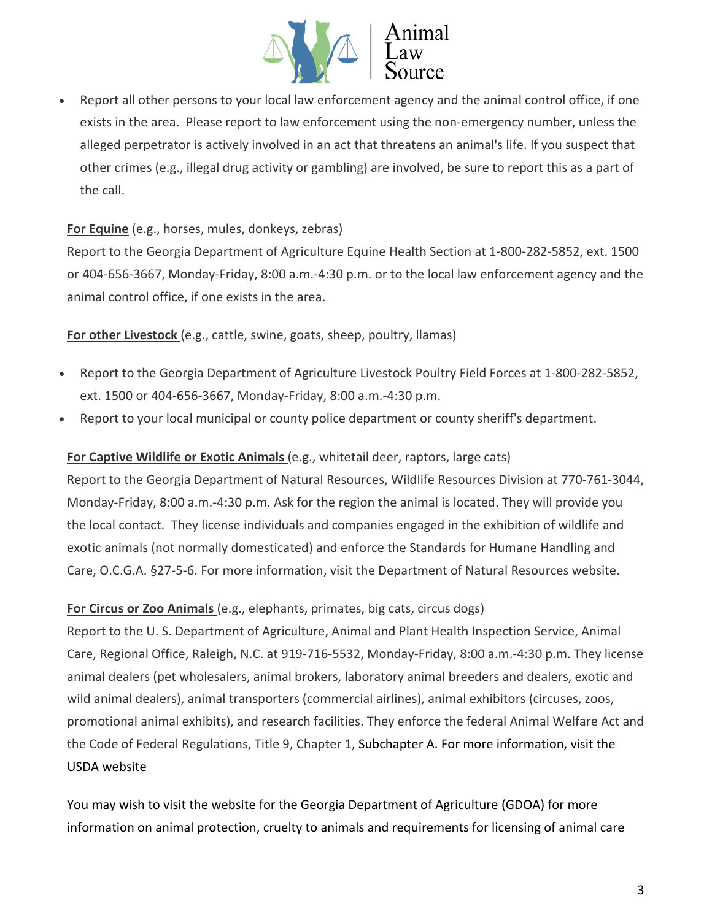- Report all other persons to your local law enforcement agency and the animal control office, if one exists in the area. Please report to law enforcement using the non-emergency number, unless the alleged perpetrator is actively involved in an act that threatens an animal's life. If you suspect that other crimes (e.g., illegal drug activity or gambling) are involved, be sure to report this as a part of the call.

**For Equine** (e.g., horses, mules, donkeys, zebras)
Report to the Georgia Department of Agriculture Equine Health Section at 1-800-282-5852, ext. 1500 or 404-656-3667, Monday-Friday, 8:00 a.m.-4:30 p.m. or to the local law enforcement agency and the animal control office, if one exists in the area.

**For other Livestock** (e.g., cattle, swine, goats, sheep, poultry, llamas)

- Report to the Georgia Department of Agriculture Livestock Poultry Field Forces at 1-800-282-5852, ext. 1500 or 404-656-3667, Monday-Friday, 8:00 a.m.-4:30 p.m.
- Report to your local municipal or county police department or county sheriff's department.

**For Captive Wildlife or Exotic Animals** (e.g., whitetail deer, raptors, large cats)
Report to the Georgia Department of Natural Resources, Wildlife Resources Division at 770-761-3044, Monday-Friday, 8:00 a.m.-4:30 p.m. Ask for the region the animal is located. They will provide you the local contact. They license individuals and companies engaged in the exhibition of wildlife and exotic animals (not normally domesticated) and enforce the Standards for Humane Handling and Care, O.C.G.A. §27-5-6. For more information, visit the Department of Natural Resources website.

**For Circus or Zoo Animals** (e.g., elephants, primates, big cats, circus dogs)
Report to the U. S. Department of Agriculture, Animal and Plant Health Inspection Service, Animal Care, Regional Office, Raleigh, N.C. at 919-716-5532, Monday-Friday, 8:00 a.m.-4:30 p.m. They license animal dealers (pet wholesalers, animal brokers, laboratory animal breeders and dealers, exotic and wild animal dealers), animal transporters (commercial airlines), animal exhibitors (circuses, zoos, promotional animal exhibits), and research facilities. They enforce the federal Animal Welfare Act and the Code of Federal Regulations, Title 9, Chapter 1, Subchapter A. For more information, visit the USDA website

You may wish to visit the website for the Georgia Department of Agriculture (GDOA) for more information on animal protection, cruelty to animals and requirements for licensing of animal care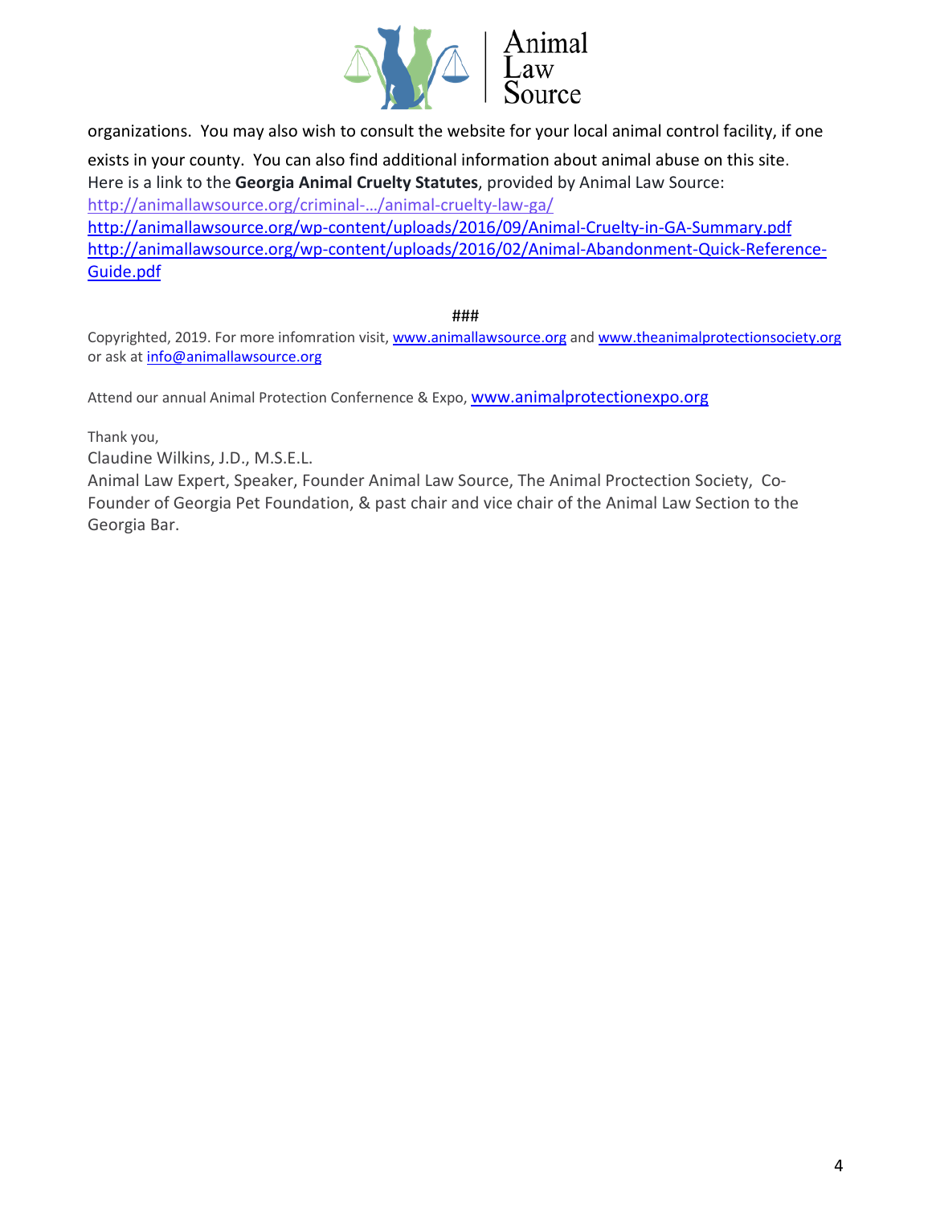organizations. You may also wish to consult the website for your local animal control facility, if one exists in your county. You can also find additional information about animal abuse on this site. Here is a link to the **Georgia Animal Cruelty Statutes**, provided by Animal Law Source:

http://animallawsource.org/criminal-.../animal-cruelty-law-ga/

http://animallawsource.org/wp-content/uploads/2016/09/Animal-Cruelty-in-GA-Summary.pdf

http://animallawsource.org/wp-content/uploads/2016/02/Animal-Abandonment-Quick-Reference-Guide.pdf

###

Copyrighted, 2019. For more infomration visit, www.animallawsource.org and www.theanimalprotectionsociety.org or ask at info@animallawsource.org

Attend our annual Animal Protection Confernence & Expo, www.animalprotectionexpo.org

Thank you,

Claudine Wilkins, J.D., M.S.E.L.

Animal Law Expert, Speaker, Founder Animal Law Source, The Animal Proctection Society, Co-Founder of Georgia Pet Foundation, & past chair and vice chair of the Animal Law Section to the Georgia Bar.